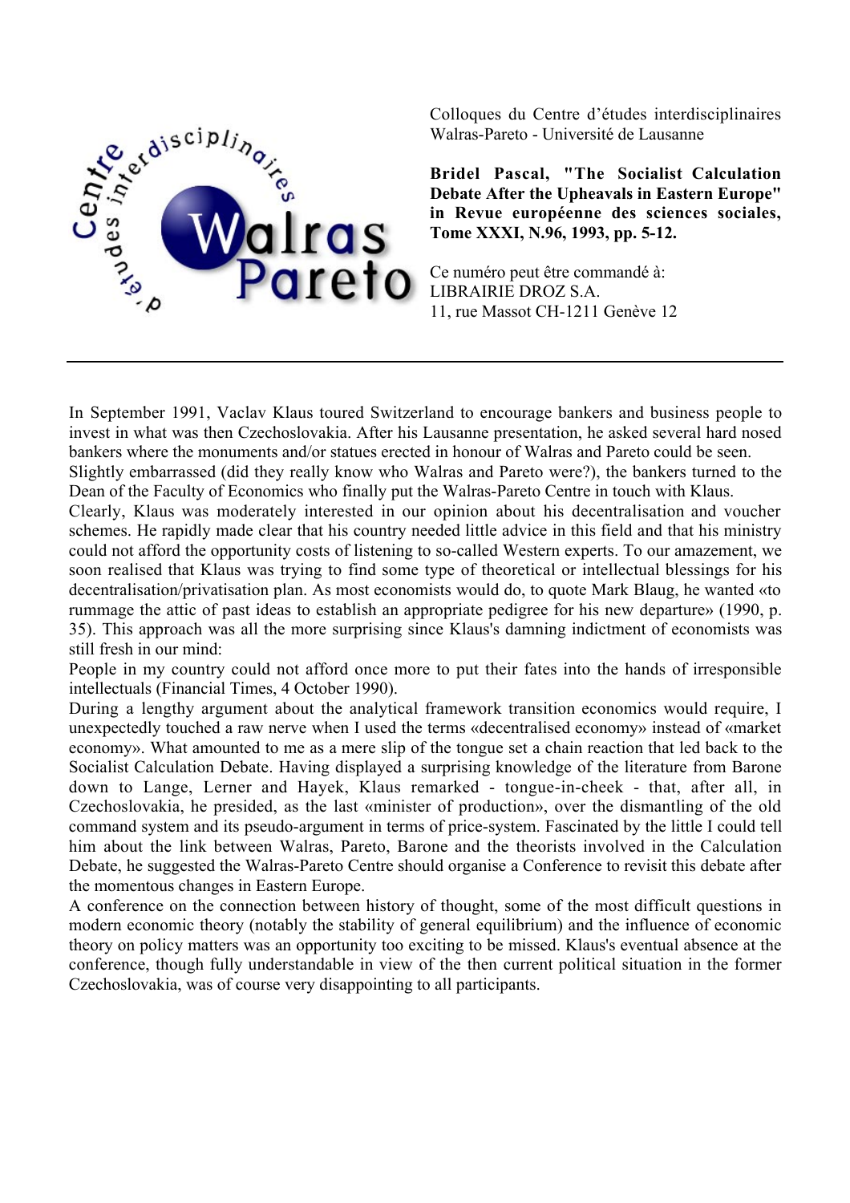Colloques du Centre d'études interdisciplinaires Walras-Pareto - Université de Lausanne

**Bridel Pascal, "The Socialist Calculation Debate After the Upheavals in Eastern Europe" in Revue européenne des sciences sociales, Tome XXXI, N.96, 1993, pp. 5-12.**

Ce numéro peut être commandé à:
LIBRAIRIE DROZ S.A.
11, rue Massot CH-1211 Genève 12

---

In September 1991, Vaclav Klaus toured Switzerland to encourage bankers and business people to invest in what was then Czechoslovakia. After his Lausanne presentation, he asked several hard nosed bankers where the monuments and/or statues erected in honour of Walras and Pareto could be seen.

Slightly embarrassed (did they really know who Walras and Pareto were?), the bankers turned to the Dean of the Faculty of Economics who finally put the Walras-Pareto Centre in touch with Klaus.

Clearly, Klaus was moderately interested in our opinion about his decentralisation and voucher schemes. He rapidly made clear that his country needed little advice in this field and that his ministry could not afford the opportunity costs of listening to so-called Western experts. To our amazement, we soon realised that Klaus was trying to find some type of theoretical or intellectual blessings for his decentralisation/privatisation plan. As most economists would do, to quote Mark Blaug, he wanted «to rummage the attic of past ideas to establish an appropriate pedigree for his new departure» (1990, p. 35). This approach was all the more surprising since Klaus's damning indictment of economists was still fresh in our mind:

People in my country could not afford once more to put their fates into the hands of irresponsible intellectuals (Financial Times, 4 October 1990).

During a lengthy argument about the analytical framework transition economics would require, I unexpectedly touched a raw nerve when I used the terms «decentralised economy» instead of «market economy». What amounted to me as a mere slip of the tongue set a chain reaction that led back to the Socialist Calculation Debate. Having displayed a surprising knowledge of the literature from Barone down to Lange, Lerner and Hayek, Klaus remarked - tongue-in-cheek - that, after all, in Czechoslovakia, he presided, as the last «minister of production», over the dismantling of the old command system and its pseudo-argument in terms of price-system. Fascinated by the little I could tell him about the link between Walras, Pareto, Barone and the theorists involved in the Calculation Debate, he suggested the Walras-Pareto Centre should organise a Conference to revisit this debate after the momentous changes in Eastern Europe.

A conference on the connection between history of thought, some of the most difficult questions in modern economic theory (notably the stability of general equilibrium) and the influence of economic theory on policy matters was an opportunity too exciting to be missed. Klaus's eventual absence at the conference, though fully understandable in view of the then current political situation in the former Czechoslovakia, was of course very disappointing to all participants.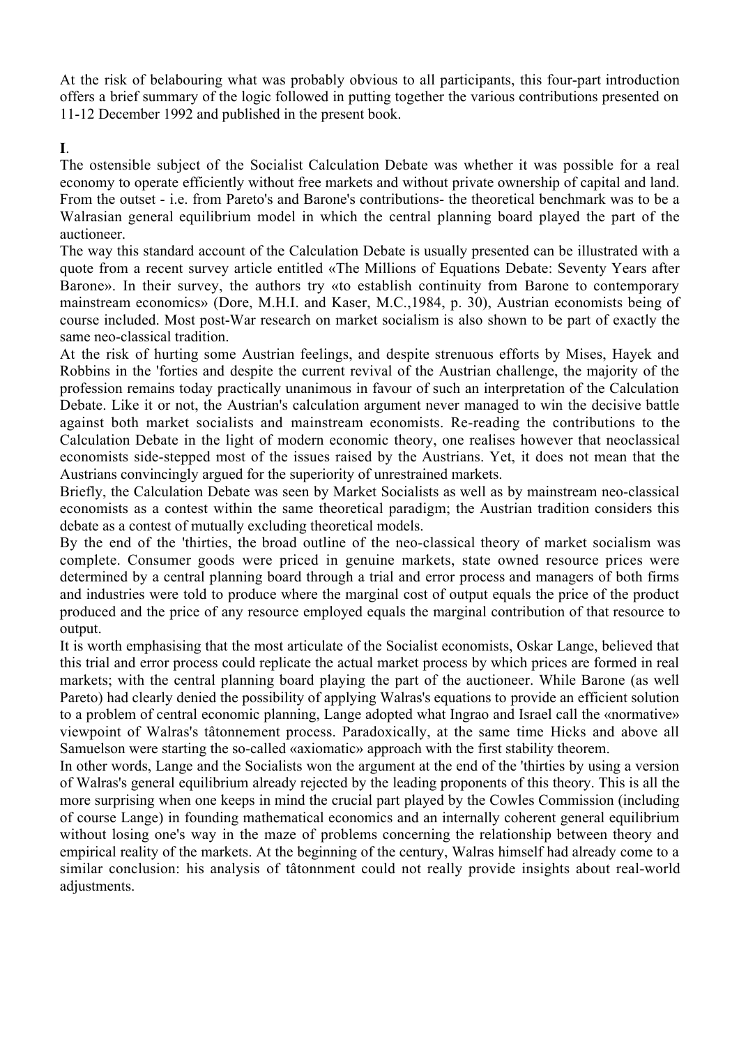At the risk of belabouring what was probably obvious to all participants, this four-part introduction offers a brief summary of the logic followed in putting together the various contributions presented on 11-12 December 1992 and published in the present book.

**I**.

The ostensible subject of the Socialist Calculation Debate was whether it was possible for a real economy to operate efficiently without free markets and without private ownership of capital and land. From the outset - i.e. from Pareto's and Barone's contributions- the theoretical benchmark was to be a Walrasian general equilibrium model in which the central planning board played the part of the auctioneer.

The way this standard account of the Calculation Debate is usually presented can be illustrated with a quote from a recent survey article entitled «The Millions of Equations Debate: Seventy Years after Barone». In their survey, the authors try «to establish continuity from Barone to contemporary mainstream economics» (Dore, M.H.I. and Kaser, M.C.,1984, p. 30), Austrian economists being of course included. Most post-War research on market socialism is also shown to be part of exactly the same neo-classical tradition.

At the risk of hurting some Austrian feelings, and despite strenuous efforts by Mises, Hayek and Robbins in the 'forties and despite the current revival of the Austrian challenge, the majority of the profession remains today practically unanimous in favour of such an interpretation of the Calculation Debate. Like it or not, the Austrian's calculation argument never managed to win the decisive battle against both market socialists and mainstream economists. Re-reading the contributions to the Calculation Debate in the light of modern economic theory, one realises however that neoclassical economists side-stepped most of the issues raised by the Austrians. Yet, it does not mean that the Austrians convincingly argued for the superiority of unrestrained markets.

Briefly, the Calculation Debate was seen by Market Socialists as well as by mainstream neo-classical economists as a contest within the same theoretical paradigm; the Austrian tradition considers this debate as a contest of mutually excluding theoretical models.

By the end of the 'thirties, the broad outline of the neo-classical theory of market socialism was complete. Consumer goods were priced in genuine markets, state owned resource prices were determined by a central planning board through a trial and error process and managers of both firms and industries were told to produce where the marginal cost of output equals the price of the product produced and the price of any resource employed equals the marginal contribution of that resource to output.

It is worth emphasising that the most articulate of the Socialist economists, Oskar Lange, believed that this trial and error process could replicate the actual market process by which prices are formed in real markets; with the central planning board playing the part of the auctioneer. While Barone (as well Pareto) had clearly denied the possibility of applying Walras's equations to provide an efficient solution to a problem of central economic planning, Lange adopted what Ingrao and Israel call the «normative» viewpoint of Walras's tâtonnement process. Paradoxically, at the same time Hicks and above all Samuelson were starting the so-called «axiomatic» approach with the first stability theorem.

In other words, Lange and the Socialists won the argument at the end of the 'thirties by using a version of Walras's general equilibrium already rejected by the leading proponents of this theory. This is all the more surprising when one keeps in mind the crucial part played by the Cowles Commission (including of course Lange) in founding mathematical economics and an internally coherent general equilibrium without losing one's way in the maze of problems concerning the relationship between theory and empirical reality of the markets. At the beginning of the century, Walras himself had already come to a similar conclusion: his analysis of tâtonnment could not really provide insights about real-world adjustments.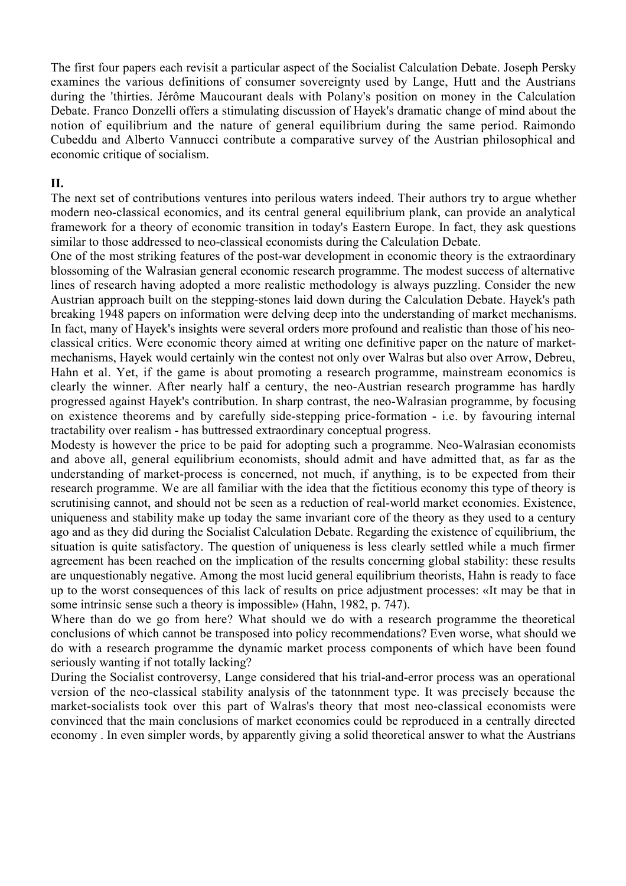The first four papers each revisit a particular aspect of the Socialist Calculation Debate. Joseph Persky examines the various definitions of consumer sovereignty used by Lange, Hutt and the Austrians during the 'thirties. Jérôme Maucourant deals with Polany's position on money in the Calculation Debate. Franco Donzelli offers a stimulating discussion of Hayek's dramatic change of mind about the notion of equilibrium and the nature of general equilibrium during the same period. Raimondo Cubeddu and Alberto Vannucci contribute a comparative survey of the Austrian philosophical and economic critique of socialism.

## II.

The next set of contributions ventures into perilous waters indeed. Their authors try to argue whether modern neo-classical economics, and its central general equilibrium plank, can provide an analytical framework for a theory of economic transition in today's Eastern Europe. In fact, they ask questions similar to those addressed to neo-classical economists during the Calculation Debate.

One of the most striking features of the post-war development in economic theory is the extraordinary blossoming of the Walrasian general economic research programme. The modest success of alternative lines of research having adopted a more realistic methodology is always puzzling. Consider the new Austrian approach built on the stepping-stones laid down during the Calculation Debate. Hayek's path breaking 1948 papers on information were delving deep into the understanding of market mechanisms. In fact, many of Hayek's insights were several orders more profound and realistic than those of his neo-classical critics. Were economic theory aimed at writing one definitive paper on the nature of market-mechanisms, Hayek would certainly win the contest not only over Walras but also over Arrow, Debreu, Hahn et al. Yet, if the game is about promoting a research programme, mainstream economics is clearly the winner. After nearly half a century, the neo-Austrian research programme has hardly progressed against Hayek's contribution. In sharp contrast, the neo-Walrasian programme, by focusing on existence theorems and by carefully side-stepping price-formation - i.e. by favouring internal tractability over realism - has buttressed extraordinary conceptual progress.

Modesty is however the price to be paid for adopting such a programme. Neo-Walrasian economists and above all, general equilibrium economists, should admit and have admitted that, as far as the understanding of market-process is concerned, not much, if anything, is to be expected from their research programme. We are all familiar with the idea that the fictitious economy this type of theory is scrutinising cannot, and should not be seen as a reduction of real-world market economies. Existence, uniqueness and stability make up today the same invariant core of the theory as they used to a century ago and as they did during the Socialist Calculation Debate. Regarding the existence of equilibrium, the situation is quite satisfactory. The question of uniqueness is less clearly settled while a much firmer agreement has been reached on the implication of the results concerning global stability: these results are unquestionably negative. Among the most lucid general equilibrium theorists, Hahn is ready to face up to the worst consequences of this lack of results on price adjustment processes: «It may be that in some intrinsic sense such a theory is impossible» (Hahn, 1982, p. 747).

Where than do we go from here? What should we do with a research programme the theoretical conclusions of which cannot be transposed into policy recommendations? Even worse, what should we do with a research programme the dynamic market process components of which have been found seriously wanting if not totally lacking?

During the Socialist controversy, Lange considered that his trial-and-error process was an operational version of the neo-classical stability analysis of the tatonnment type. It was precisely because the market-socialists took over this part of Walras's theory that most neo-classical economists were convinced that the main conclusions of market economies could be reproduced in a centrally directed economy . In even simpler words, by apparently giving a solid theoretical answer to what the Austrians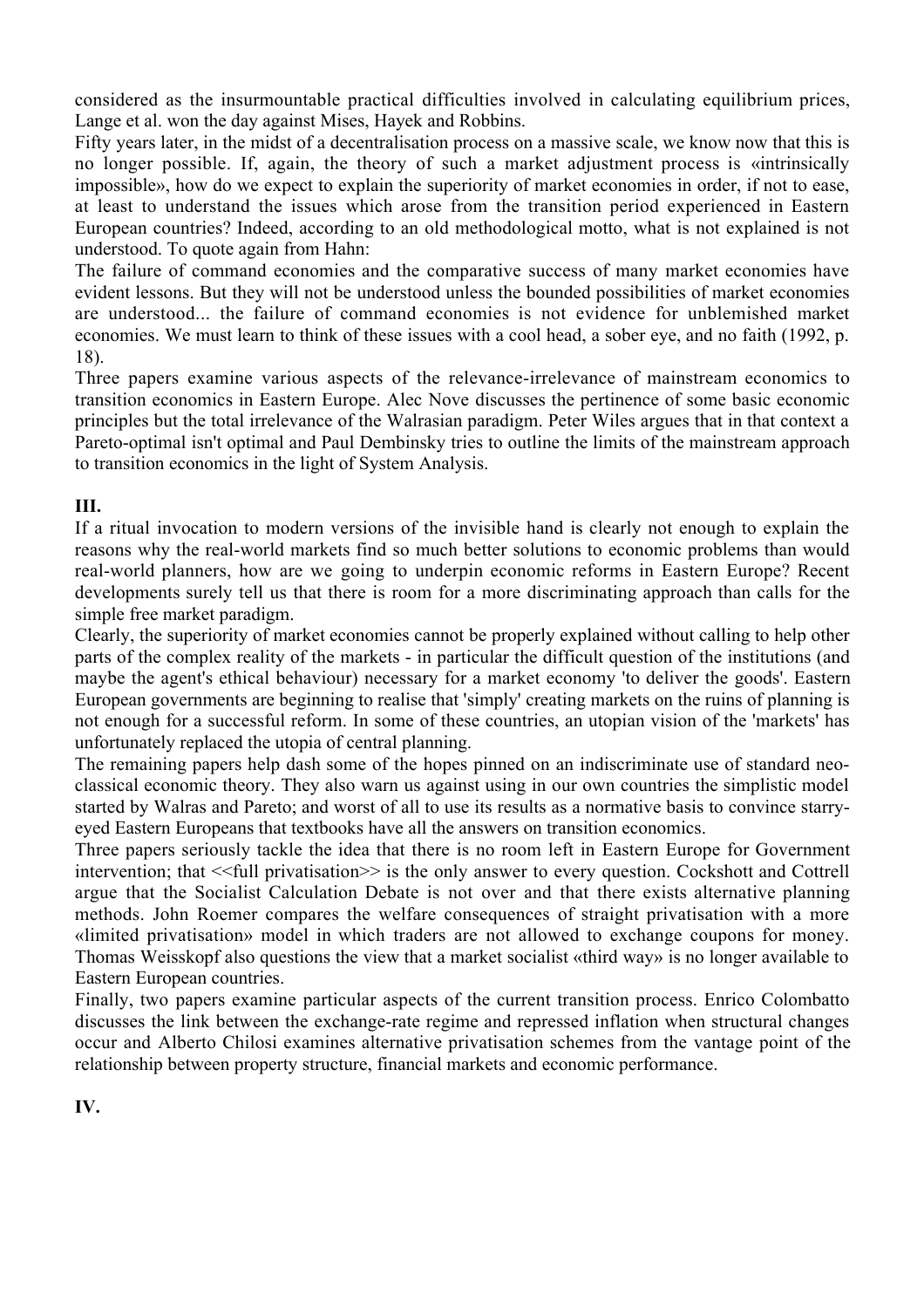considered as the insurmountable practical difficulties involved in calculating equilibrium prices, Lange et al. won the day against Mises, Hayek and Robbins.

Fifty years later, in the midst of a decentralisation process on a massive scale, we know now that this is no longer possible. If, again, the theory of such a market adjustment process is «intrinsically impossible», how do we expect to explain the superiority of market economies in order, if not to ease, at least to understand the issues which arose from the transition period experienced in Eastern European countries? Indeed, according to an old methodological motto, what is not explained is not understood. To quote again from Hahn:

The failure of command economies and the comparative success of many market economies have evident lessons. But they will not be understood unless the bounded possibilities of market economies are understood... the failure of command economies is not evidence for unblemished market economies. We must learn to think of these issues with a cool head, a sober eye, and no faith (1992, p. 18).

Three papers examine various aspects of the relevance-irrelevance of mainstream economics to transition economics in Eastern Europe. Alec Nove discusses the pertinence of some basic economic principles but the total irrelevance of the Walrasian paradigm. Peter Wiles argues that in that context a Pareto-optimal isn't optimal and Paul Dembinsky tries to outline the limits of the mainstream approach to transition economics in the light of System Analysis.

**III.**

If a ritual invocation to modern versions of the invisible hand is clearly not enough to explain the reasons why the real-world markets find so much better solutions to economic problems than would real-world planners, how are we going to underpin economic reforms in Eastern Europe? Recent developments surely tell us that there is room for a more discriminating approach than calls for the simple free market paradigm.

Clearly, the superiority of market economies cannot be properly explained without calling to help other parts of the complex reality of the markets - in particular the difficult question of the institutions (and maybe the agent's ethical behaviour) necessary for a market economy 'to deliver the goods'. Eastern European governments are beginning to realise that 'simply' creating markets on the ruins of planning is not enough for a successful reform. In some of these countries, an utopian vision of the 'markets' has unfortunately replaced the utopia of central planning.

The remaining papers help dash some of the hopes pinned on an indiscriminate use of standard neo-classical economic theory. They also warn us against using in our own countries the simplistic model started by Walras and Pareto; and worst of all to use its results as a normative basis to convince starry-eyed Eastern Europeans that textbooks have all the answers on transition economics.

Three papers seriously tackle the idea that there is no room left in Eastern Europe for Government intervention; that <<full privatisation>> is the only answer to every question. Cockshott and Cottrell argue that the Socialist Calculation Debate is not over and that there exists alternative planning methods. John Roemer compares the welfare consequences of straight privatisation with a more «limited privatisation» model in which traders are not allowed to exchange coupons for money. Thomas Weisskopf also questions the view that a market socialist «third way» is no longer available to Eastern European countries.

Finally, two papers examine particular aspects of the current transition process. Enrico Colombatto discusses the link between the exchange-rate regime and repressed inflation when structural changes occur and Alberto Chilosi examines alternative privatisation schemes from the vantage point of the relationship between property structure, financial markets and economic performance.

**IV.**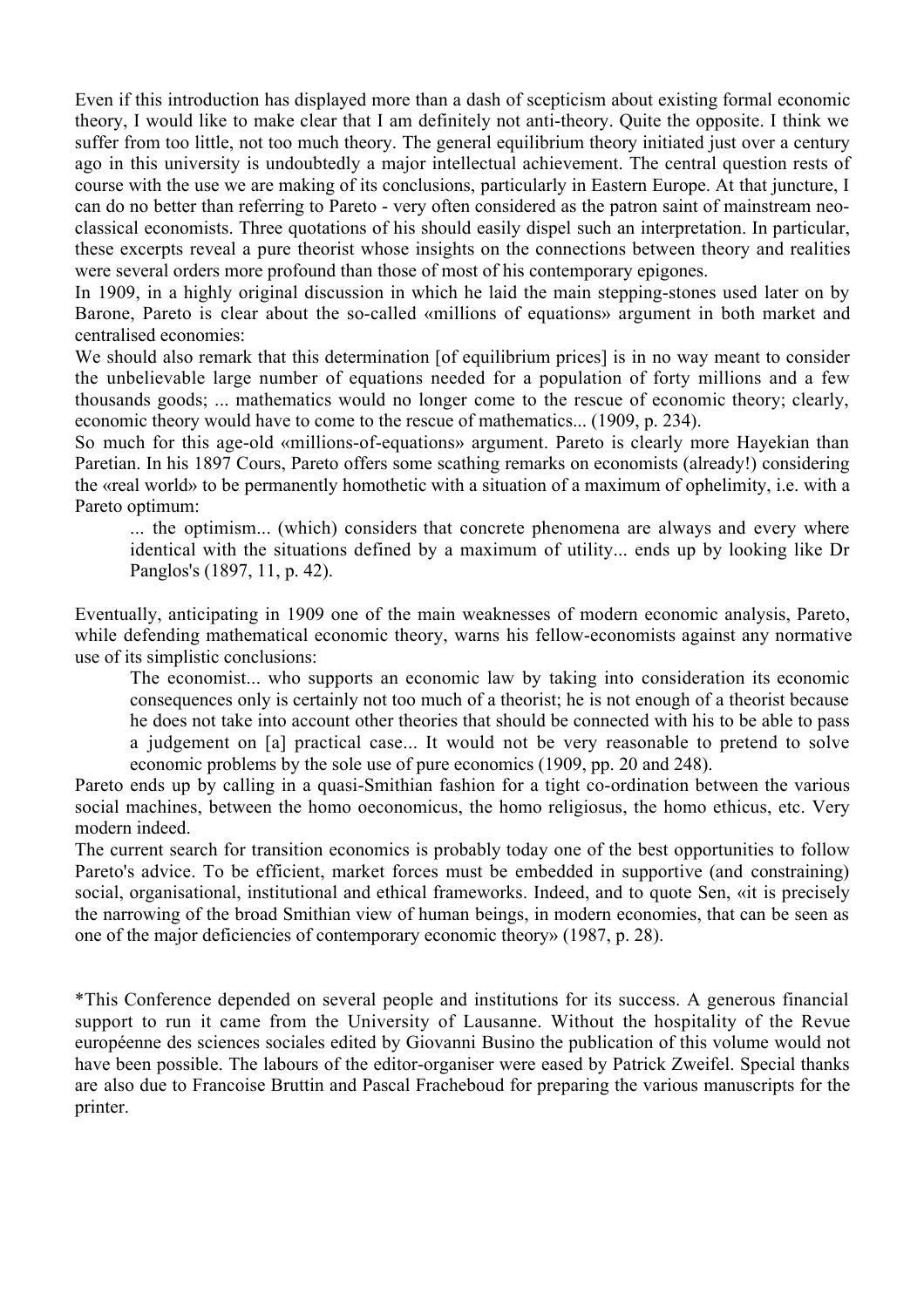Even if this introduction has displayed more than a dash of scepticism about existing formal economic theory, I would like to make clear that I am definitely not anti-theory. Quite the opposite. I think we suffer from too little, not too much theory. The general equilibrium theory initiated just over a century ago in this university is undoubtedly a major intellectual achievement. The central question rests of course with the use we are making of its conclusions, particularly in Eastern Europe. At that juncture, I can do no better than referring to Pareto - very often considered as the patron saint of mainstream neo-classical economists. Three quotations of his should easily dispel such an interpretation. In particular, these excerpts reveal a pure theorist whose insights on the connections between theory and realities were several orders more profound than those of most of his contemporary epigones.

In 1909, in a highly original discussion in which he laid the main stepping-stones used later on by Barone, Pareto is clear about the so-called «millions of equations» argument in both market and centralised economies:

We should also remark that this determination [of equilibrium prices] is in no way meant to consider the unbelievable large number of equations needed for a population of forty millions and a few thousands goods; ... mathematics would no longer come to the rescue of economic theory; clearly, economic theory would have to come to the rescue of mathematics... (1909, p. 234).

So much for this age-old «millions-of-equations» argument. Pareto is clearly more Hayekian than Paretian. In his 1897 Cours, Pareto offers some scathing remarks on economists (already!) considering the «real world» to be permanently homothetic with a situation of a maximum of ophelimity, i.e. with a Pareto optimum:

> ... the optimism... (which) considers that concrete phenomena are always and every where identical with the situations defined by a maximum of utility... ends up by looking like Dr Panglos's (1897, 11, p. 42).

Eventually, anticipating in 1909 one of the main weaknesses of modern economic analysis, Pareto, while defending mathematical economic theory, warns his fellow-economists against any normative use of its simplistic conclusions:

> The economist... who supports an economic law by taking into consideration its economic consequences only is certainly not too much of a theorist; he is not enough of a theorist because he does not take into account other theories that should be connected with his to be able to pass a judgement on [a] practical case... It would not be very reasonable to pretend to solve economic problems by the sole use of pure economics (1909, pp. 20 and 248).

Pareto ends up by calling in a quasi-Smithian fashion for a tight co-ordination between the various social machines, between the homo oeconomicus, the homo religiosus, the homo ethicus, etc. Very modern indeed.

The current search for transition economics is probably today one of the best opportunities to follow Pareto's advice. To be efficient, market forces must be embedded in supportive (and constraining) social, organisational, institutional and ethical frameworks. Indeed, and to quote Sen, «it is precisely the narrowing of the broad Smithian view of human beings, in modern economies, that can be seen as one of the major deficiencies of contemporary economic theory» (1987, p. 28).

*This Conference depended on several people and institutions for its success. A generous financial support to run it came from the University of Lausanne. Without the hospitality of the Revue européenne des sciences sociales edited by Giovanni Busino the publication of this volume would not have been possible. The labours of the editor-organiser were eased by Patrick Zweifel. Special thanks are also due to Francoise Bruttin and Pascal Fracheboud for preparing the various manuscripts for the printer.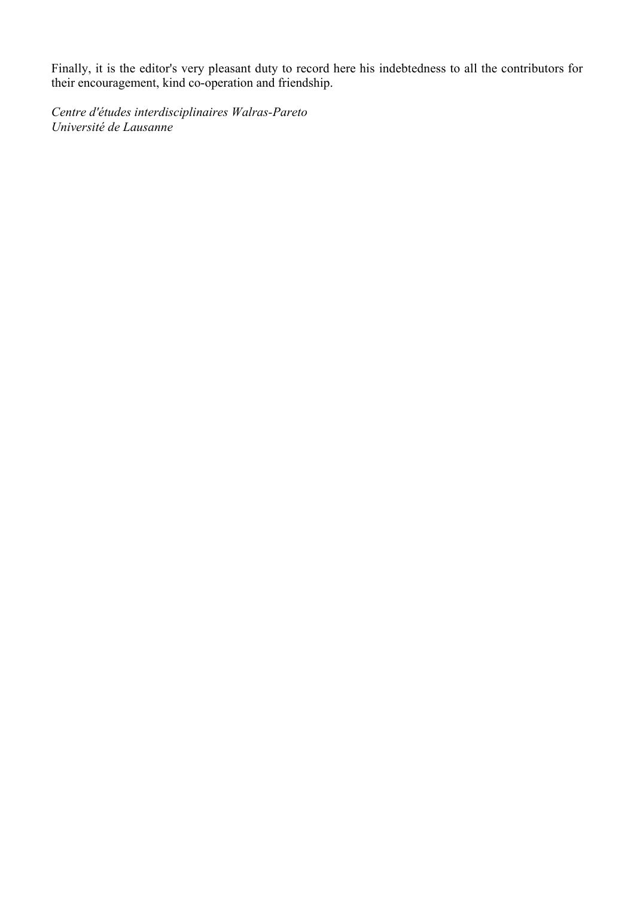Finally, it is the editor's very pleasant duty to record here his indebtedness to all the contributors for their encouragement, kind co-operation and friendship.

*Centre d'études interdisciplinaires Walras-Pareto*
*Université de Lausanne*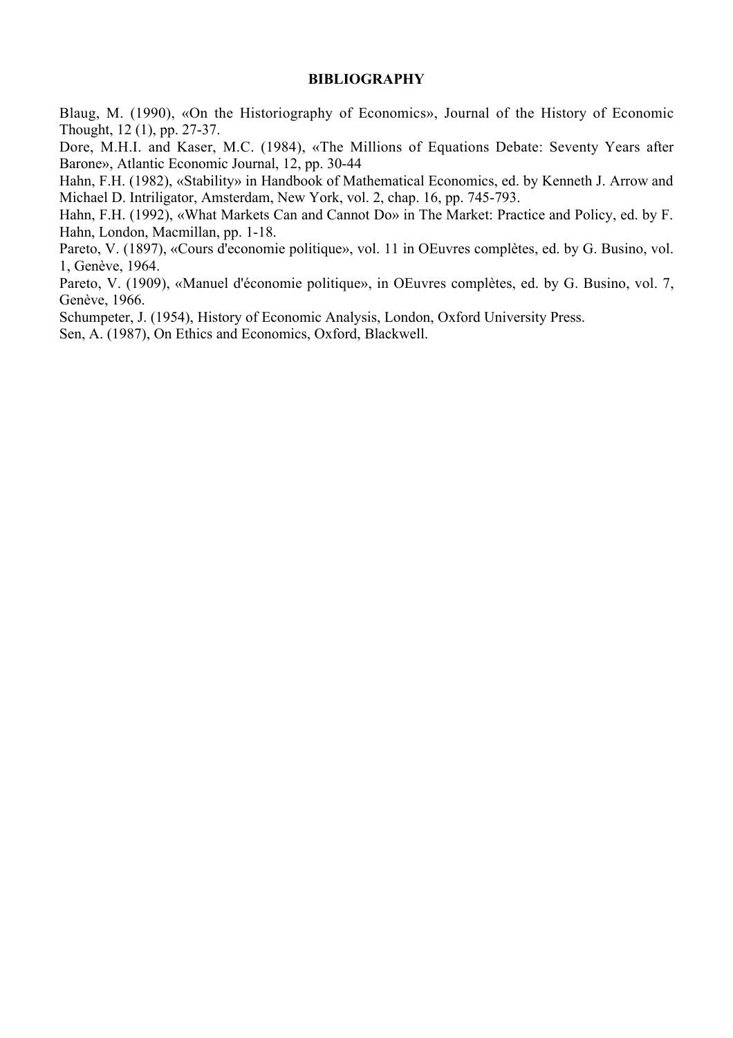## BIBLIOGRAPHY

Blaug, M. (1990), «On the Historiography of Economics», Journal of the History of Economic Thought, 12 (1), pp. 27-37.

Dore, M.H.I. and Kaser, M.C. (1984), «The Millions of Equations Debate: Seventy Years after Barone», Atlantic Economic Journal, 12, pp. 30-44

Hahn, F.H. (1982), «Stability» in Handbook of Mathematical Economics, ed. by Kenneth J. Arrow and Michael D. Intriligator, Amsterdam, New York, vol. 2, chap. 16, pp. 745-793.

Hahn, F.H. (1992), «What Markets Can and Cannot Do» in The Market: Practice and Policy, ed. by F. Hahn, London, Macmillan, pp. 1-18.

Pareto, V. (1897), «Cours d'economie politique», vol. 11 in OEuvres complètes, ed. by G. Busino, vol. 1, Genève, 1964.

Pareto, V. (1909), «Manuel d'économie politique», in OEuvres complètes, ed. by G. Busino, vol. 7, Genève, 1966.

Schumpeter, J. (1954), History of Economic Analysis, London, Oxford University Press.

Sen, A. (1987), On Ethics and Economics, Oxford, Blackwell.